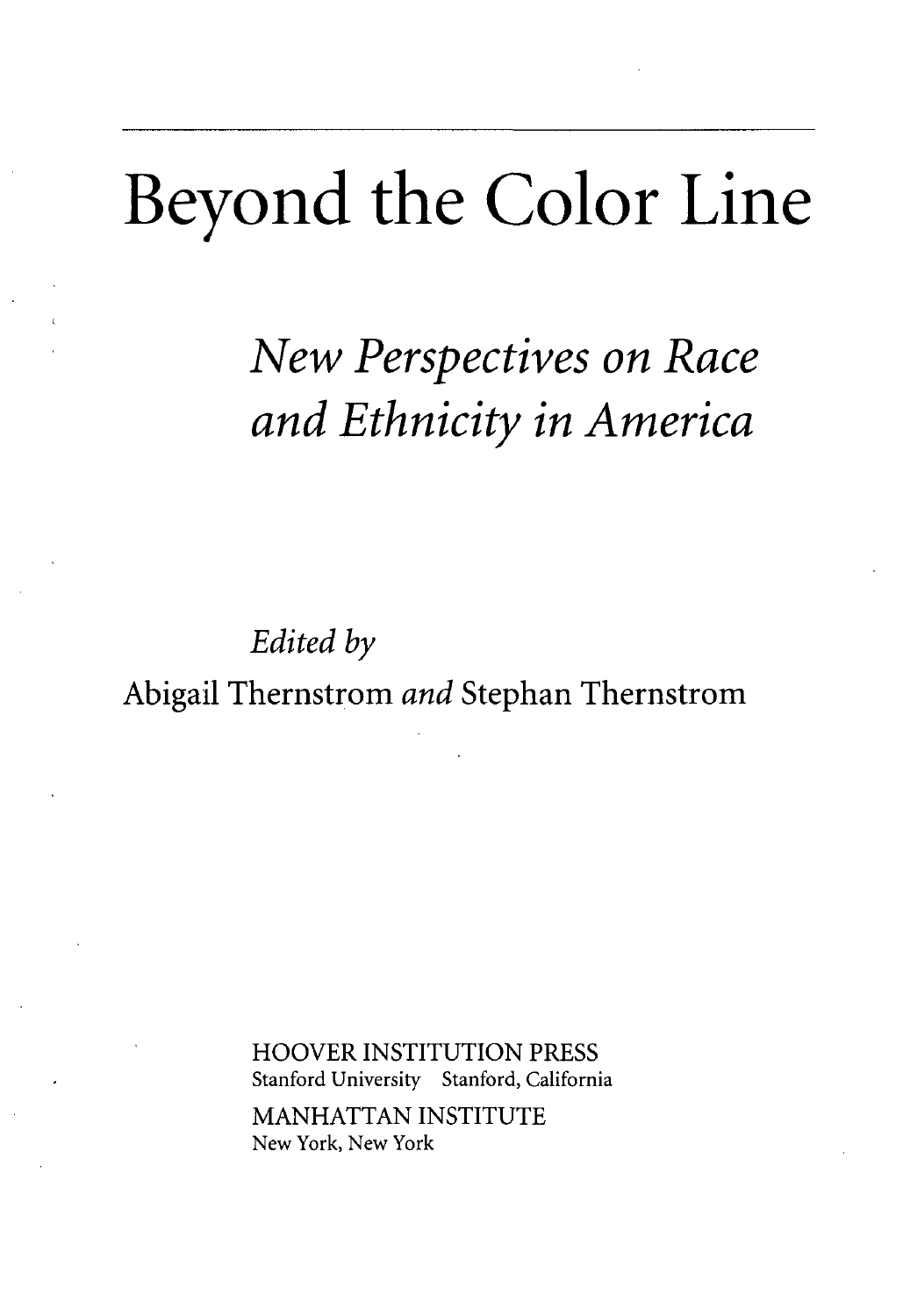# Beyond the Color Line

## *New Perspectives on Race and Ethnicity in America*

*Edited by*
Abigail Thernstrom *and* Stephan Thernstrom

HOOVER INSTITUTION PRESS
Stanford University Stanford, California

MANHATTAN INSTITUTE
New York, New York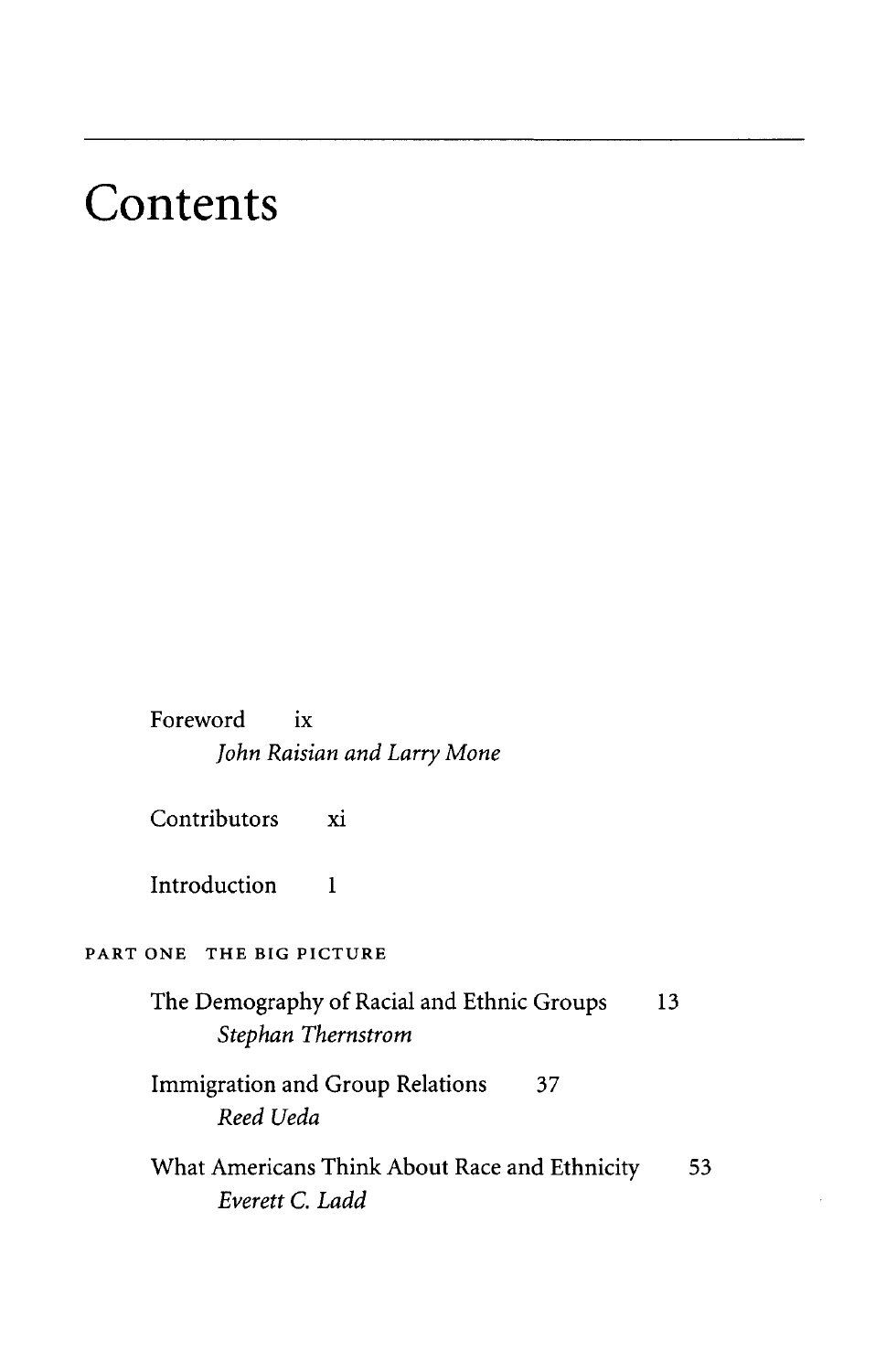# Contents

Foreword ix

*John Raisian and Larry Mone*

Contributors xi

Introduction 1

PART ONE THE BIG PICTURE

The Demography of Racial and Ethnic Groups 13

*Stephan Thernstrom*

Immigration and Group Relations 37

*Reed Ueda*

What Americans Think About Race and Ethnicity 53

*Everett C. Ladd*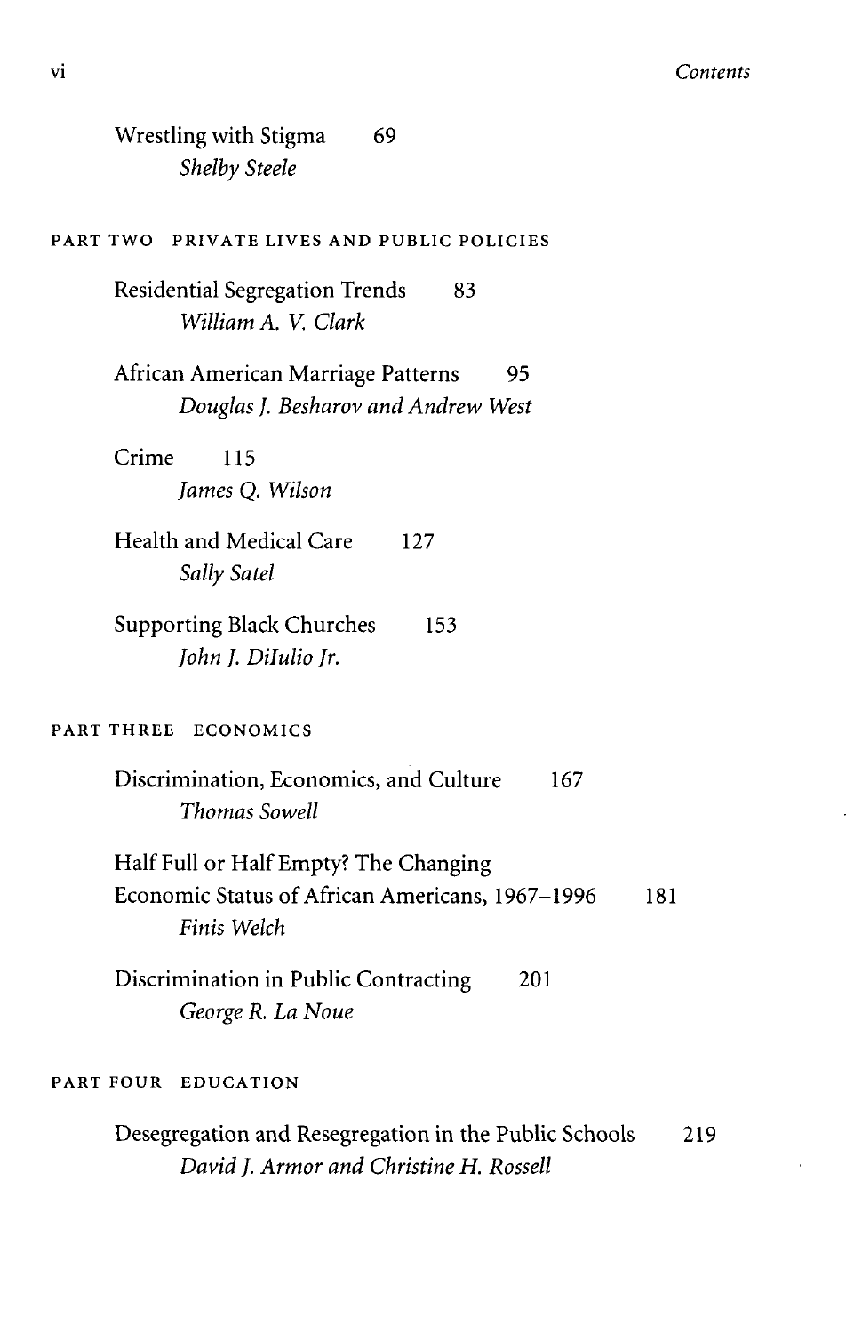Wrestling with Stigma 69
*Shelby Steele*

## PART TWO PRIVATE LIVES AND PUBLIC POLICIES

Residential Segregation Trends 83
*William A. V. Clark*

African American Marriage Patterns 95
*Douglas J. Besharov and Andrew West*

Crime 115
*James Q. Wilson*

Health and Medical Care 127
*Sally Satel*

Supporting Black Churches 153
*John J. DiIulio Jr.*

## PART THREE ECONOMICS

Discrimination, Economics, and Culture 167
*Thomas Sowell*

Half Full or Half Empty? The Changing Economic Status of African Americans, 1967–1996 181
*Finis Welch*

Discrimination in Public Contracting 201
*George R. La Noue*

## PART FOUR EDUCATION

Desegregation and Resegregation in the Public Schools 219
*David J. Armor and Christine H. Rossell*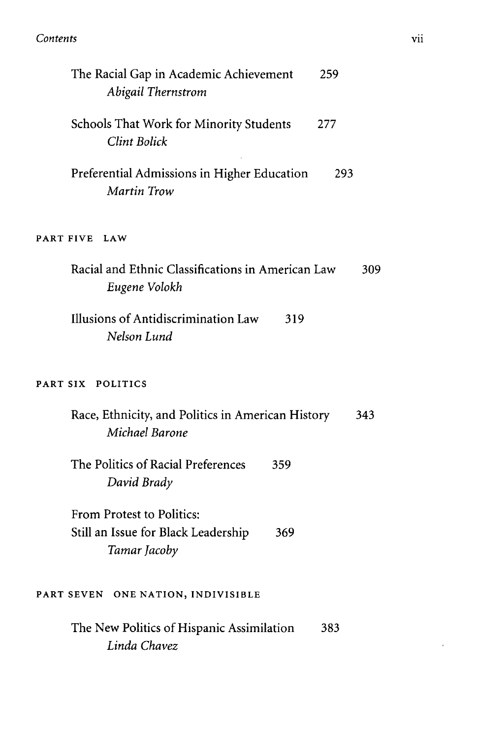The Racial Gap in Academic Achievement 259
*Abigail Thernstrom*

Schools That Work for Minority Students 277
*Clint Bolick*

Preferential Admissions in Higher Education 293
*Martin Trow*

## PART FIVE LAW

Racial and Ethnic Classifications in American Law 309
*Eugene Volokh*

Illusions of Antidiscrimination Law 319
*Nelson Lund*

## PART SIX POLITICS

Race, Ethnicity, and Politics in American History 343
*Michael Barone*

The Politics of Racial Preferences 359
*David Brady*

From Protest to Politics:
Still an Issue for Black Leadership 369
*Tamar Jacoby*

## PART SEVEN ONE NATION, INDIVISIBLE

The New Politics of Hispanic Assimilation 383
*Linda Chavez*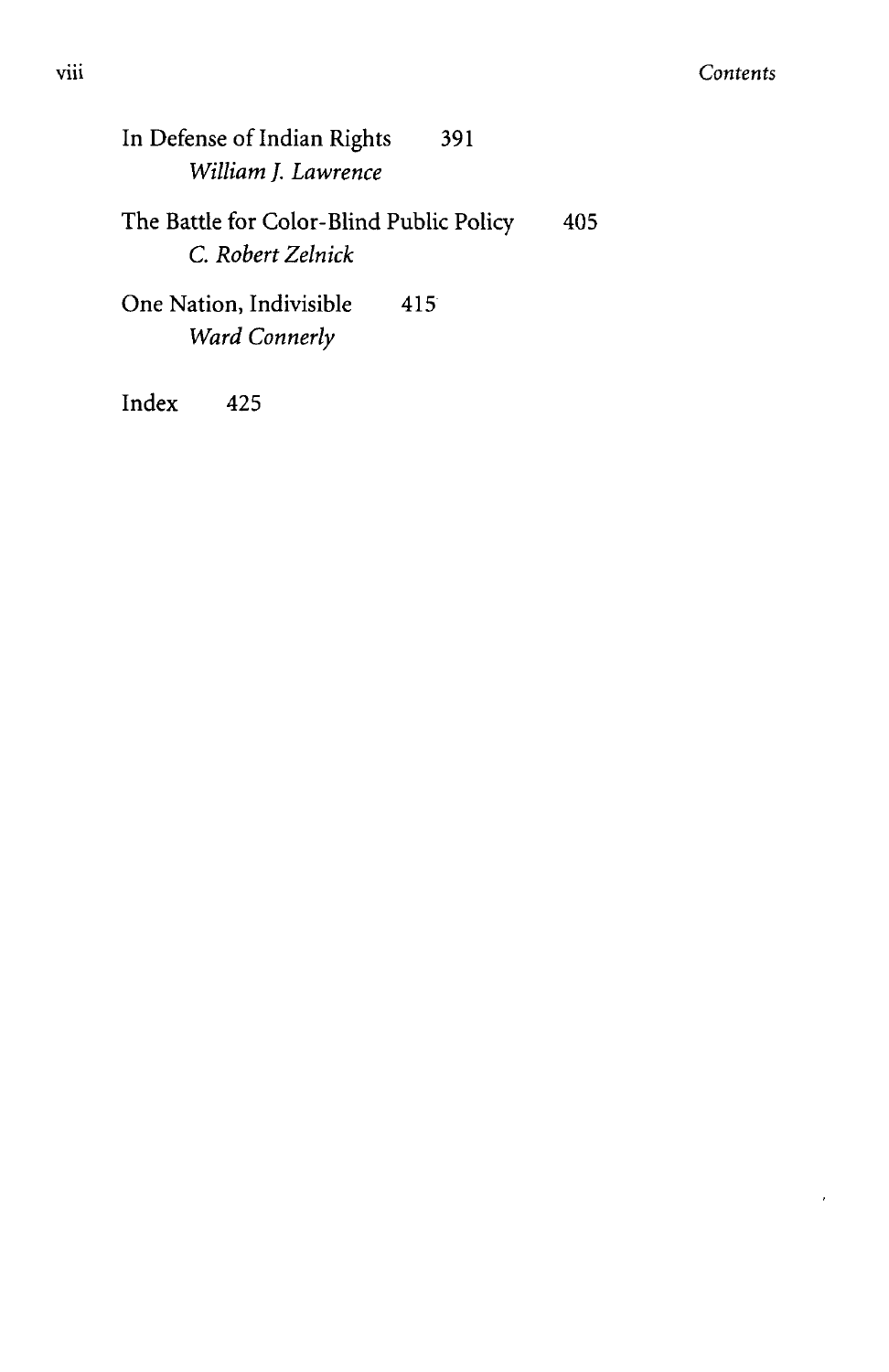In Defense of Indian Rights 391
*William J. Lawrence*

The Battle for Color-Blind Public Policy 405
*C. Robert Zelnick*

One Nation, Indivisible 415
*Ward Connerly*

Index 425